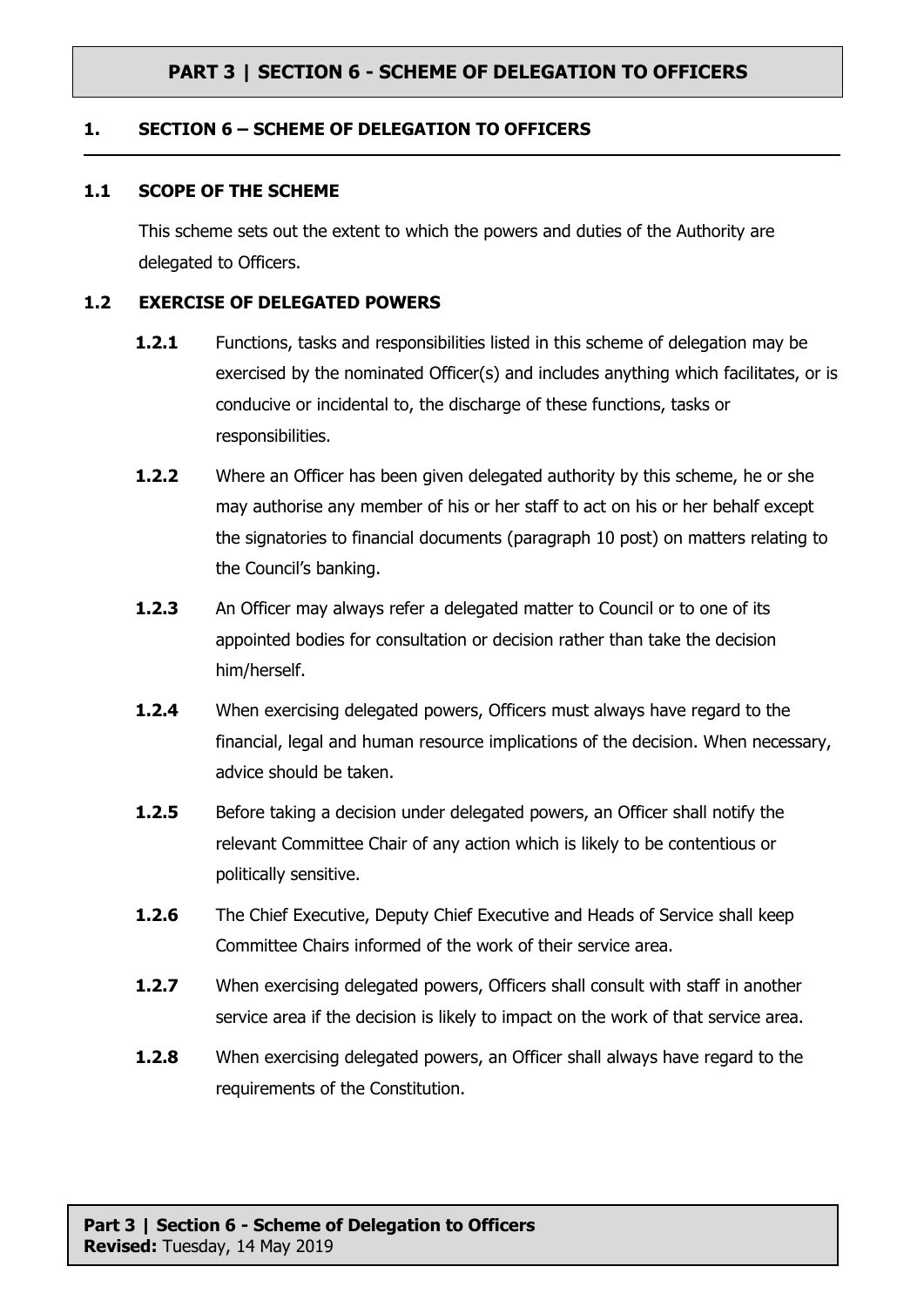# PART 3 | SECTION 6 - SCHEME OF DELEGATION TO OFFICERS

## 1. SECTION 6 – SCHEME OF DELEGATION TO OFFICERS

### 1.1 SCOPE OF THE SCHEME

This scheme sets out the extent to which the powers and duties of the Authority are delegated to Officers.

### 1.2 EXERCISE OF DELEGATED POWERS

**1.2.1** Functions, tasks and responsibilities listed in this scheme of delegation may be exercised by the nominated Officer(s) and includes anything which facilitates, or is conducive or incidental to, the discharge of these functions, tasks or responsibilities.

**1.2.2** Where an Officer has been given delegated authority by this scheme, he or she may authorise any member of his or her staff to act on his or her behalf except the signatories to financial documents (paragraph 10 post) on matters relating to the Council's banking.

**1.2.3** An Officer may always refer a delegated matter to Council or to one of its appointed bodies for consultation or decision rather than take the decision him/herself.

**1.2.4** When exercising delegated powers, Officers must always have regard to the financial, legal and human resource implications of the decision. When necessary, advice should be taken.

**1.2.5** Before taking a decision under delegated powers, an Officer shall notify the relevant Committee Chair of any action which is likely to be contentious or politically sensitive.

**1.2.6** The Chief Executive, Deputy Chief Executive and Heads of Service shall keep Committee Chairs informed of the work of their service area.

**1.2.7** When exercising delegated powers, Officers shall consult with staff in another service area if the decision is likely to impact on the work of that service area.

**1.2.8** When exercising delegated powers, an Officer shall always have regard to the requirements of the Constitution.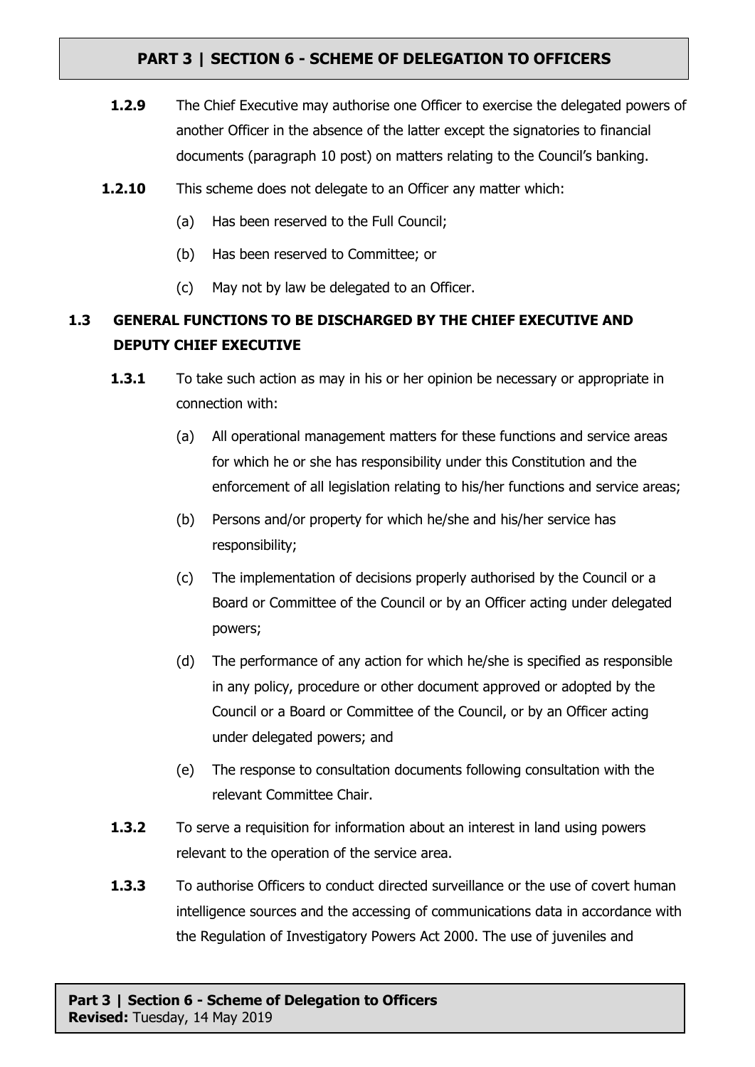**1.2.9** The Chief Executive may authorise one Officer to exercise the delegated powers of another Officer in the absence of the latter except the signatories to financial documents (paragraph 10 post) on matters relating to the Council's banking.

**1.2.10** This scheme does not delegate to an Officer any matter which:

(a) Has been reserved to the Full Council;

(b) Has been reserved to Committee; or

(c) May not by law be delegated to an Officer.

## 1.3 GENERAL FUNCTIONS TO BE DISCHARGED BY THE CHIEF EXECUTIVE AND DEPUTY CHIEF EXECUTIVE

**1.3.1** To take such action as may in his or her opinion be necessary or appropriate in connection with:

(a) All operational management matters for these functions and service areas for which he or she has responsibility under this Constitution and the enforcement of all legislation relating to his/her functions and service areas;

(b) Persons and/or property for which he/she and his/her service has responsibility;

(c) The implementation of decisions properly authorised by the Council or a Board or Committee of the Council or by an Officer acting under delegated powers;

(d) The performance of any action for which he/she is specified as responsible in any policy, procedure or other document approved or adopted by the Council or a Board or Committee of the Council, or by an Officer acting under delegated powers; and

(e) The response to consultation documents following consultation with the relevant Committee Chair.

**1.3.2** To serve a requisition for information about an interest in land using powers relevant to the operation of the service area.

**1.3.3** To authorise Officers to conduct directed surveillance or the use of covert human intelligence sources and the accessing of communications data in accordance with the Regulation of Investigatory Powers Act 2000. The use of juveniles and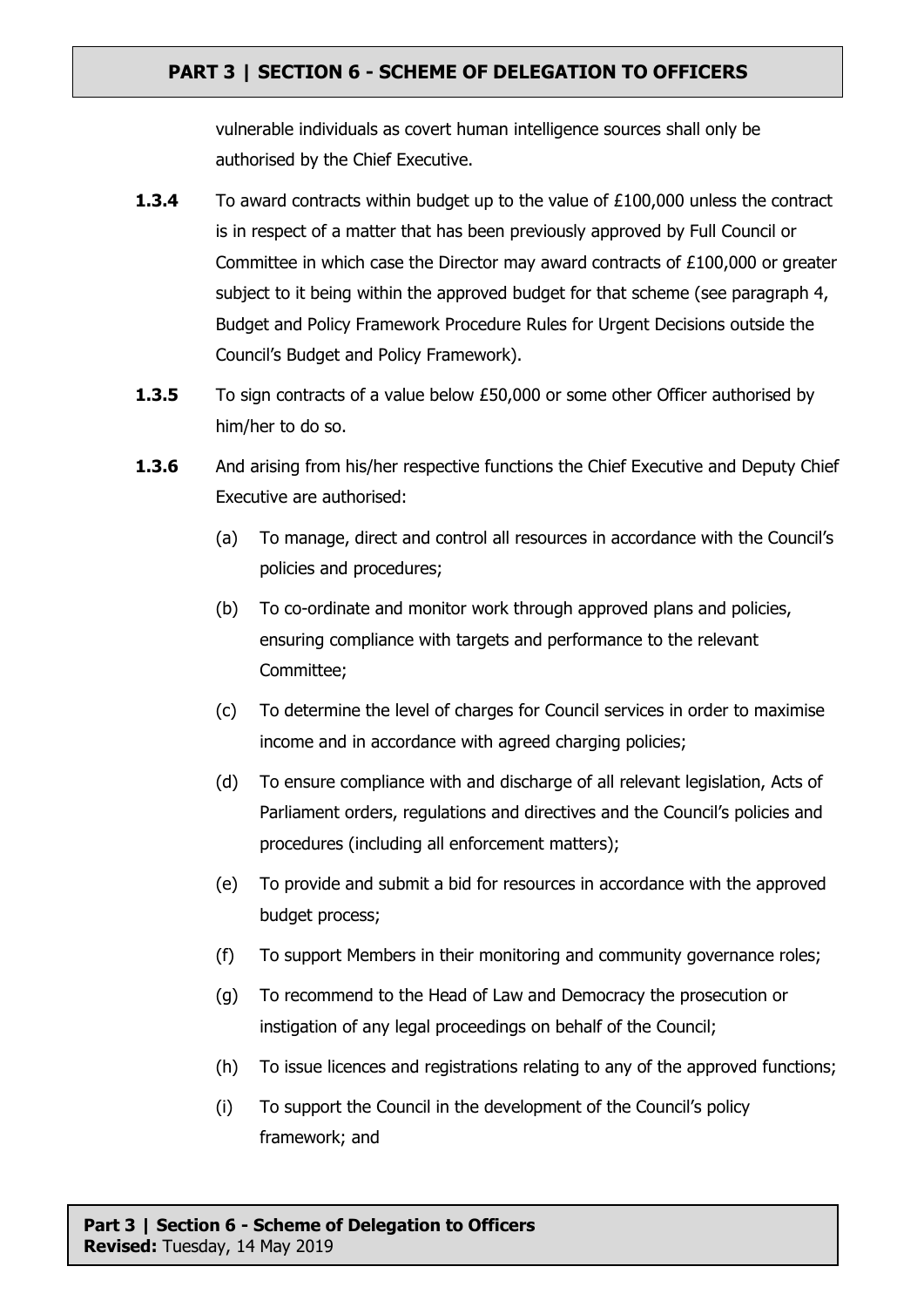vulnerable individuals as covert human intelligence sources shall only be authorised by the Chief Executive.

**1.3.4** To award contracts within budget up to the value of £100,000 unless the contract is in respect of a matter that has been previously approved by Full Council or Committee in which case the Director may award contracts of £100,000 or greater subject to it being within the approved budget for that scheme (see paragraph 4, Budget and Policy Framework Procedure Rules for Urgent Decisions outside the Council's Budget and Policy Framework).

**1.3.5** To sign contracts of a value below £50,000 or some other Officer authorised by him/her to do so.

**1.3.6** And arising from his/her respective functions the Chief Executive and Deputy Chief Executive are authorised:

(a) To manage, direct and control all resources in accordance with the Council's policies and procedures;

(b) To co-ordinate and monitor work through approved plans and policies, ensuring compliance with targets and performance to the relevant Committee;

(c) To determine the level of charges for Council services in order to maximise income and in accordance with agreed charging policies;

(d) To ensure compliance with and discharge of all relevant legislation, Acts of Parliament orders, regulations and directives and the Council's policies and procedures (including all enforcement matters);

(e) To provide and submit a bid for resources in accordance with the approved budget process;

(f) To support Members in their monitoring and community governance roles;

(g) To recommend to the Head of Law and Democracy the prosecution or instigation of any legal proceedings on behalf of the Council;

(h) To issue licences and registrations relating to any of the approved functions;

(i) To support the Council in the development of the Council's policy framework; and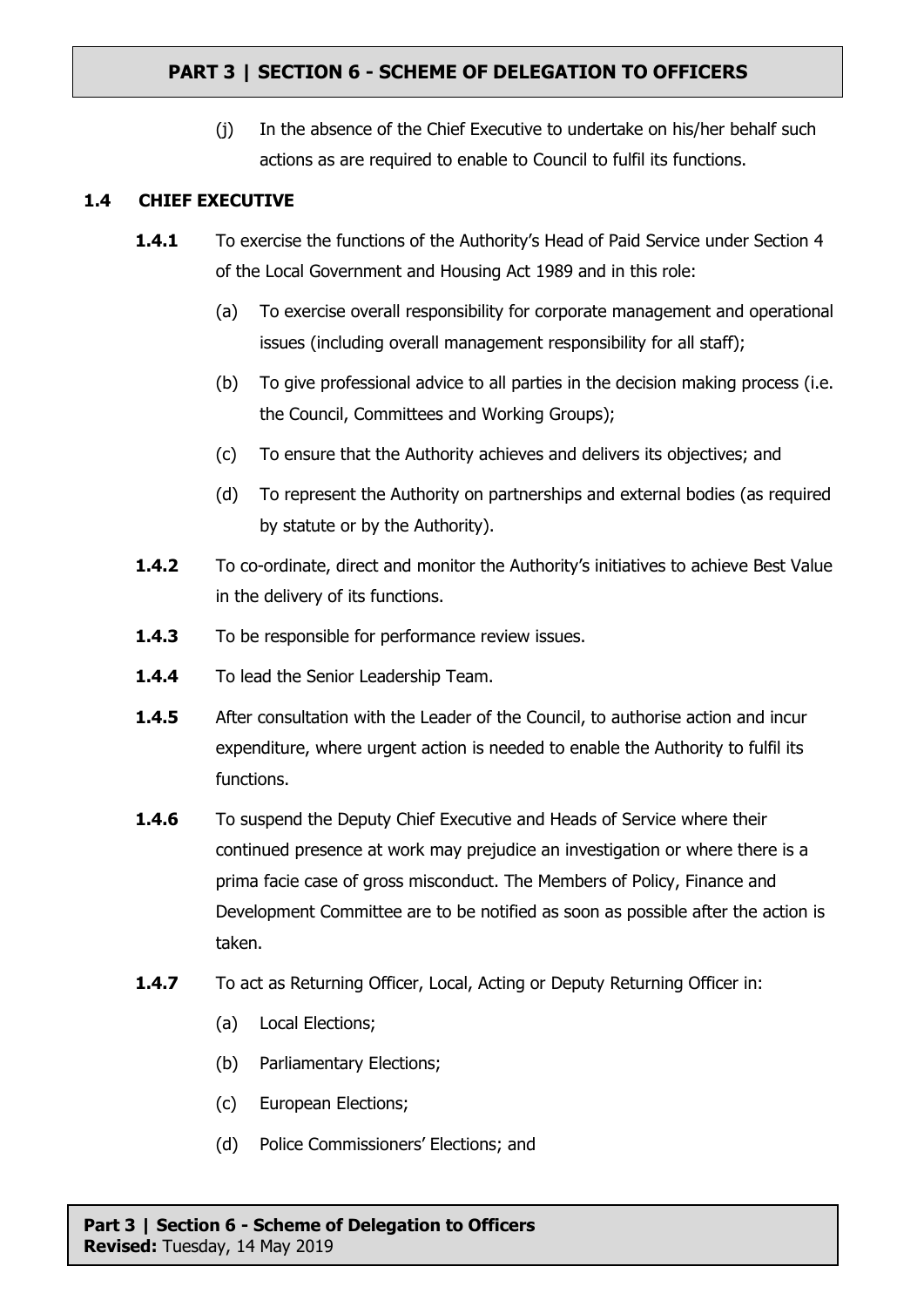(j) In the absence of the Chief Executive to undertake on his/her behalf such actions as are required to enable to Council to fulfil its functions.

### 1.4 CHIEF EXECUTIVE

**1.4.1** To exercise the functions of the Authority's Head of Paid Service under Section 4 of the Local Government and Housing Act 1989 and in this role:

(a) To exercise overall responsibility for corporate management and operational issues (including overall management responsibility for all staff);

(b) To give professional advice to all parties in the decision making process (i.e. the Council, Committees and Working Groups);

(c) To ensure that the Authority achieves and delivers its objectives; and

(d) To represent the Authority on partnerships and external bodies (as required by statute or by the Authority).

**1.4.2** To co-ordinate, direct and monitor the Authority's initiatives to achieve Best Value in the delivery of its functions.

**1.4.3** To be responsible for performance review issues.

**1.4.4** To lead the Senior Leadership Team.

**1.4.5** After consultation with the Leader of the Council, to authorise action and incur expenditure, where urgent action is needed to enable the Authority to fulfil its functions.

**1.4.6** To suspend the Deputy Chief Executive and Heads of Service where their continued presence at work may prejudice an investigation or where there is a prima facie case of gross misconduct. The Members of Policy, Finance and Development Committee are to be notified as soon as possible after the action is taken.

**1.4.7** To act as Returning Officer, Local, Acting or Deputy Returning Officer in:

(a) Local Elections;

(b) Parliamentary Elections;

(c) European Elections;

(d) Police Commissioners' Elections; and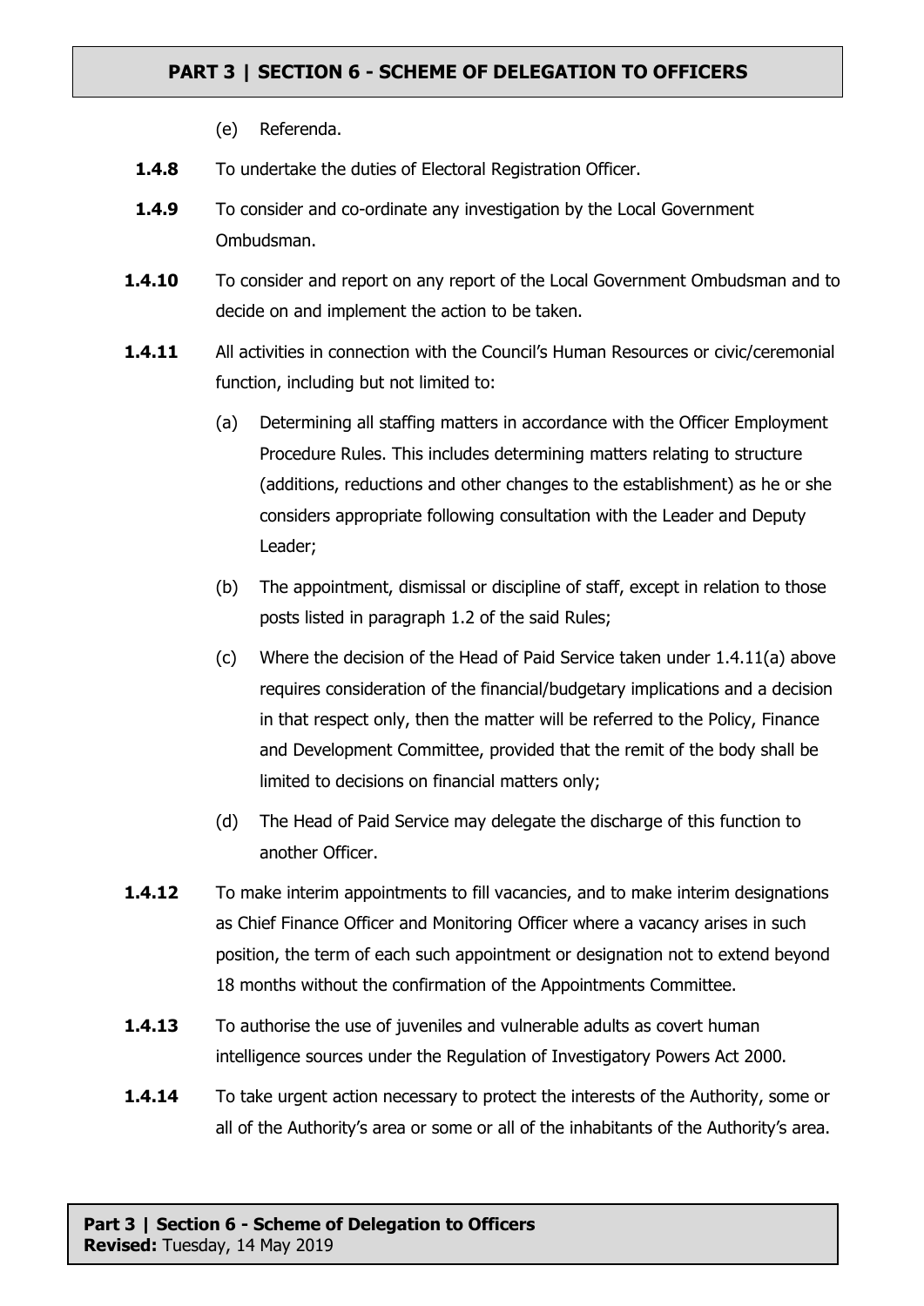(e) Referenda.

**1.4.8** To undertake the duties of Electoral Registration Officer.

**1.4.9** To consider and co-ordinate any investigation by the Local Government Ombudsman.

**1.4.10** To consider and report on any report of the Local Government Ombudsman and to decide on and implement the action to be taken.

**1.4.11** All activities in connection with the Council's Human Resources or civic/ceremonial function, including but not limited to:

(a) Determining all staffing matters in accordance with the Officer Employment Procedure Rules. This includes determining matters relating to structure (additions, reductions and other changes to the establishment) as he or she considers appropriate following consultation with the Leader and Deputy Leader;

(b) The appointment, dismissal or discipline of staff, except in relation to those posts listed in paragraph 1.2 of the said Rules;

(c) Where the decision of the Head of Paid Service taken under 1.4.11(a) above requires consideration of the financial/budgetary implications and a decision in that respect only, then the matter will be referred to the Policy, Finance and Development Committee, provided that the remit of the body shall be limited to decisions on financial matters only;

(d) The Head of Paid Service may delegate the discharge of this function to another Officer.

**1.4.12** To make interim appointments to fill vacancies, and to make interim designations as Chief Finance Officer and Monitoring Officer where a vacancy arises in such position, the term of each such appointment or designation not to extend beyond 18 months without the confirmation of the Appointments Committee.

**1.4.13** To authorise the use of juveniles and vulnerable adults as covert human intelligence sources under the Regulation of Investigatory Powers Act 2000.

**1.4.14** To take urgent action necessary to protect the interests of the Authority, some or all of the Authority's area or some or all of the inhabitants of the Authority's area.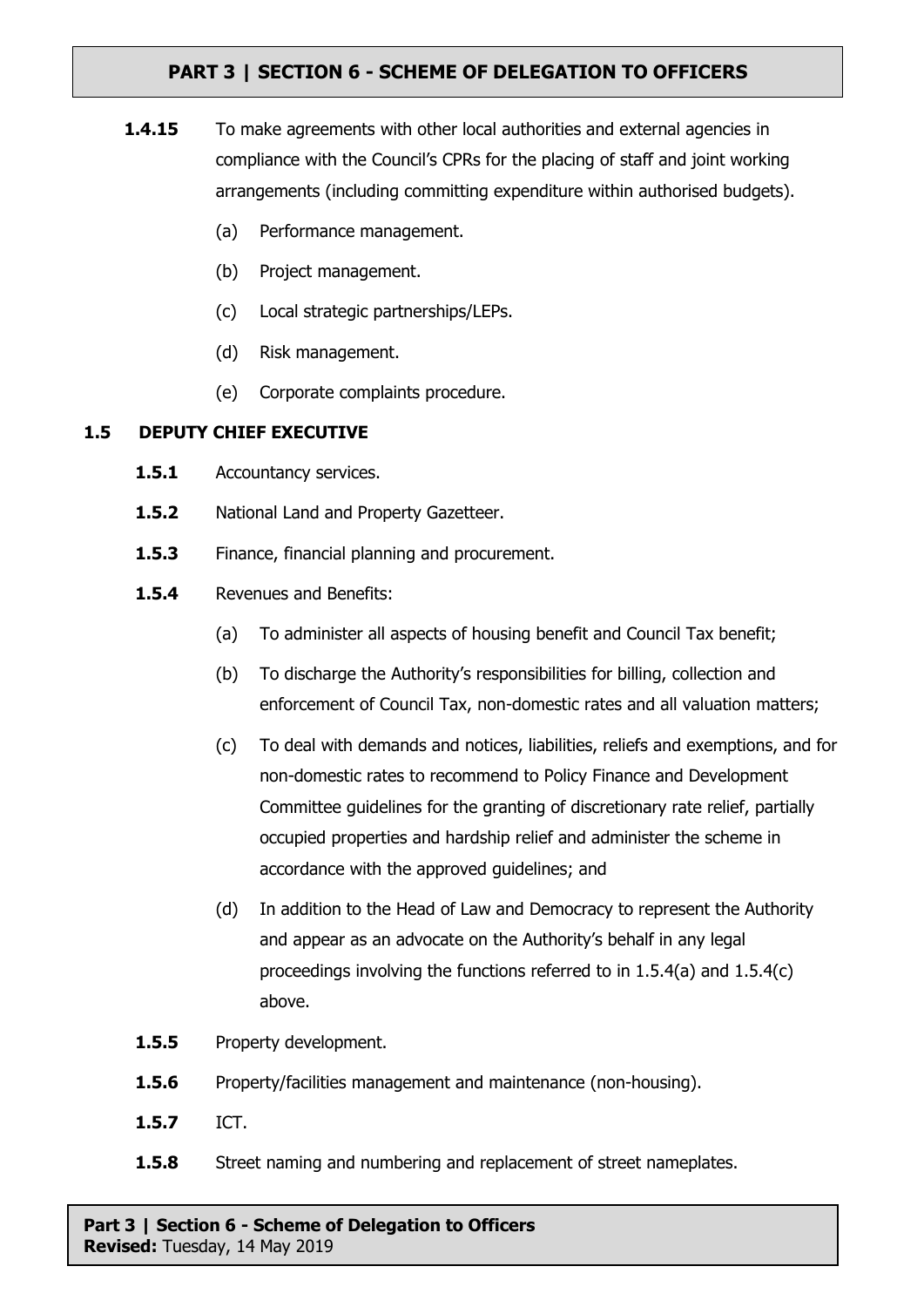**1.4.15** To make agreements with other local authorities and external agencies in compliance with the Council's CPRs for the placing of staff and joint working arrangements (including committing expenditure within authorised budgets).

(a) Performance management.

(b) Project management.

(c) Local strategic partnerships/LEPs.

(d) Risk management.

(e) Corporate complaints procedure.

### 1.5 DEPUTY CHIEF EXECUTIVE

**1.5.1** Accountancy services.

**1.5.2** National Land and Property Gazetteer.

**1.5.3** Finance, financial planning and procurement.

**1.5.4** Revenues and Benefits:

(a) To administer all aspects of housing benefit and Council Tax benefit;

(b) To discharge the Authority's responsibilities for billing, collection and enforcement of Council Tax, non-domestic rates and all valuation matters;

(c) To deal with demands and notices, liabilities, reliefs and exemptions, and for non-domestic rates to recommend to Policy Finance and Development Committee guidelines for the granting of discretionary rate relief, partially occupied properties and hardship relief and administer the scheme in accordance with the approved guidelines; and

(d) In addition to the Head of Law and Democracy to represent the Authority and appear as an advocate on the Authority's behalf in any legal proceedings involving the functions referred to in 1.5.4(a) and 1.5.4(c) above.

**1.5.5** Property development.

**1.5.6** Property/facilities management and maintenance (non-housing).

**1.5.7** ICT.

**1.5.8** Street naming and numbering and replacement of street nameplates.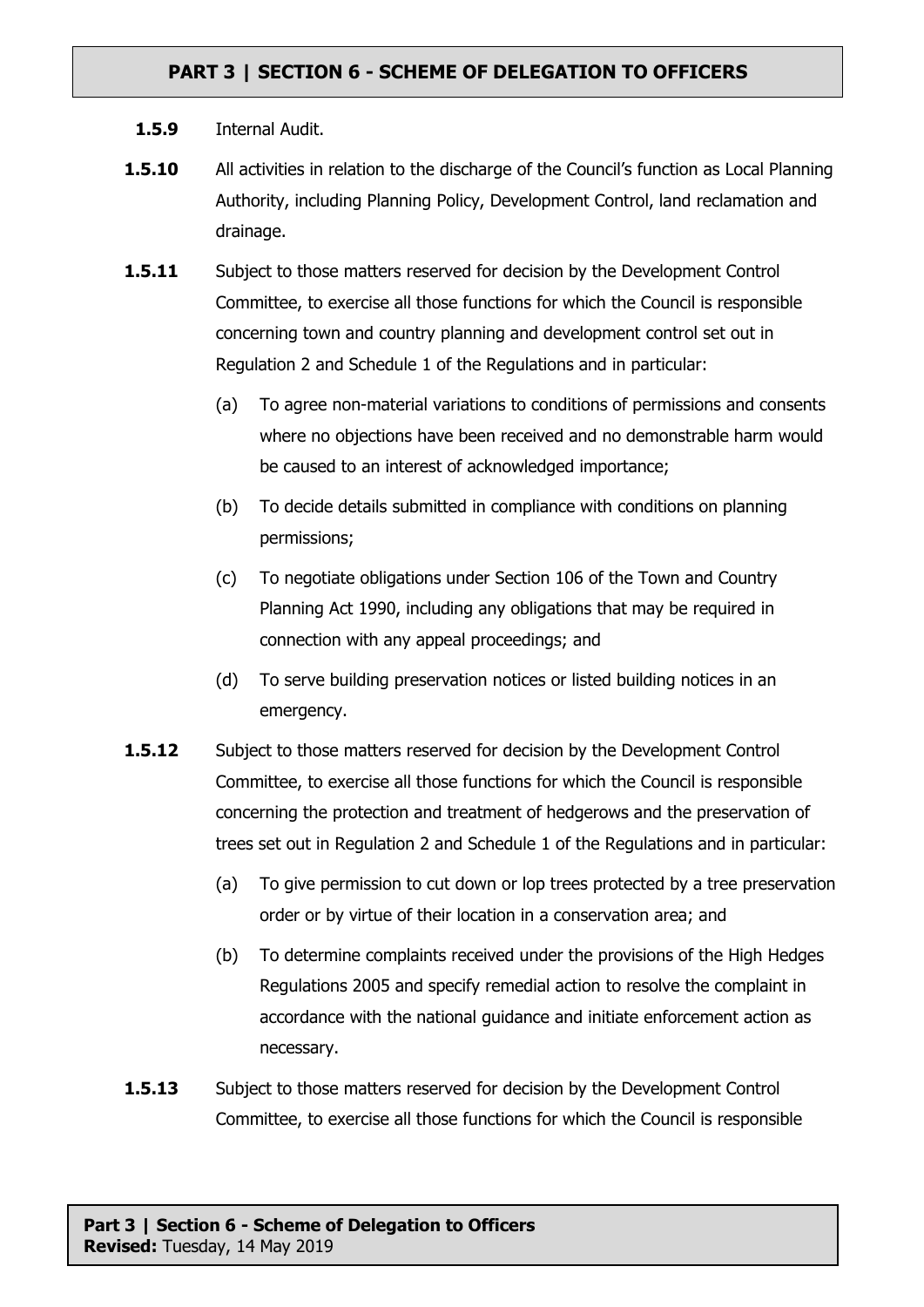**1.5.9** Internal Audit.

**1.5.10** All activities in relation to the discharge of the Council's function as Local Planning Authority, including Planning Policy, Development Control, land reclamation and drainage.

**1.5.11** Subject to those matters reserved for decision by the Development Control Committee, to exercise all those functions for which the Council is responsible concerning town and country planning and development control set out in Regulation 2 and Schedule 1 of the Regulations and in particular:

(a) To agree non-material variations to conditions of permissions and consents where no objections have been received and no demonstrable harm would be caused to an interest of acknowledged importance;

(b) To decide details submitted in compliance with conditions on planning permissions;

(c) To negotiate obligations under Section 106 of the Town and Country Planning Act 1990, including any obligations that may be required in connection with any appeal proceedings; and

(d) To serve building preservation notices or listed building notices in an emergency.

**1.5.12** Subject to those matters reserved for decision by the Development Control Committee, to exercise all those functions for which the Council is responsible concerning the protection and treatment of hedgerows and the preservation of trees set out in Regulation 2 and Schedule 1 of the Regulations and in particular:

(a) To give permission to cut down or lop trees protected by a tree preservation order or by virtue of their location in a conservation area; and

(b) To determine complaints received under the provisions of the High Hedges Regulations 2005 and specify remedial action to resolve the complaint in accordance with the national guidance and initiate enforcement action as necessary.

**1.5.13** Subject to those matters reserved for decision by the Development Control Committee, to exercise all those functions for which the Council is responsible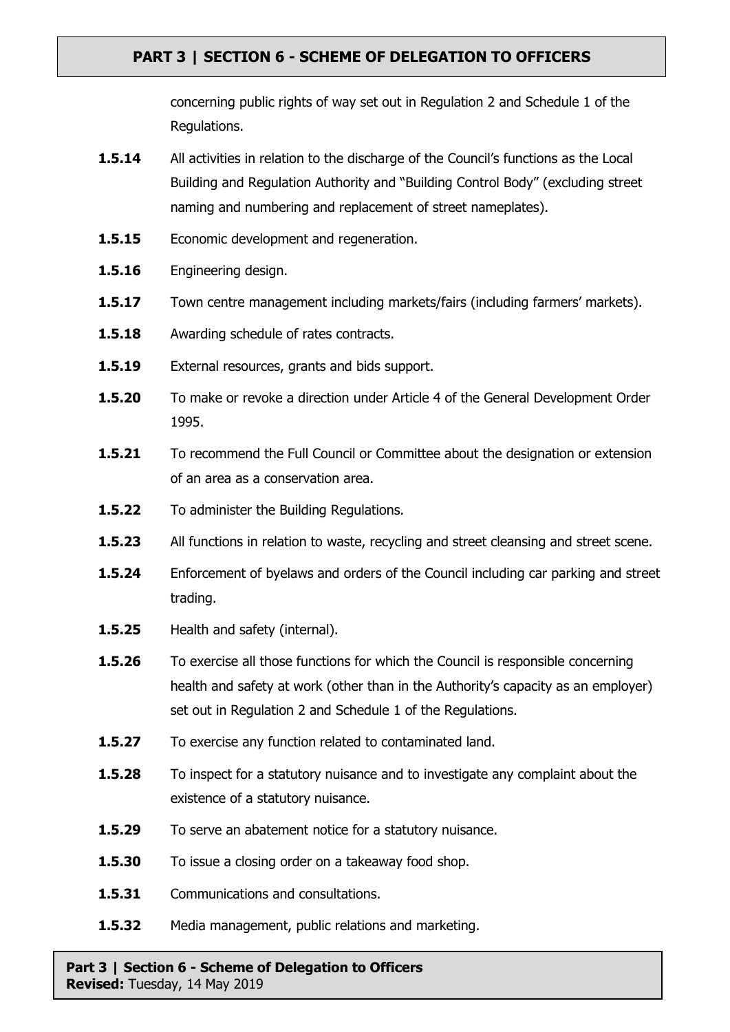concerning public rights of way set out in Regulation 2 and Schedule 1 of the Regulations.

**1.5.14** All activities in relation to the discharge of the Council's functions as the Local Building and Regulation Authority and "Building Control Body" (excluding street naming and numbering and replacement of street nameplates).

**1.5.15** Economic development and regeneration.

**1.5.16** Engineering design.

**1.5.17** Town centre management including markets/fairs (including farmers' markets).

**1.5.18** Awarding schedule of rates contracts.

**1.5.19** External resources, grants and bids support.

**1.5.20** To make or revoke a direction under Article 4 of the General Development Order 1995.

**1.5.21** To recommend the Full Council or Committee about the designation or extension of an area as a conservation area.

**1.5.22** To administer the Building Regulations.

**1.5.23** All functions in relation to waste, recycling and street cleansing and street scene.

**1.5.24** Enforcement of byelaws and orders of the Council including car parking and street trading.

**1.5.25** Health and safety (internal).

**1.5.26** To exercise all those functions for which the Council is responsible concerning health and safety at work (other than in the Authority's capacity as an employer) set out in Regulation 2 and Schedule 1 of the Regulations.

**1.5.27** To exercise any function related to contaminated land.

**1.5.28** To inspect for a statutory nuisance and to investigate any complaint about the existence of a statutory nuisance.

**1.5.29** To serve an abatement notice for a statutory nuisance.

**1.5.30** To issue a closing order on a takeaway food shop.

**1.5.31** Communications and consultations.

**1.5.32** Media management, public relations and marketing.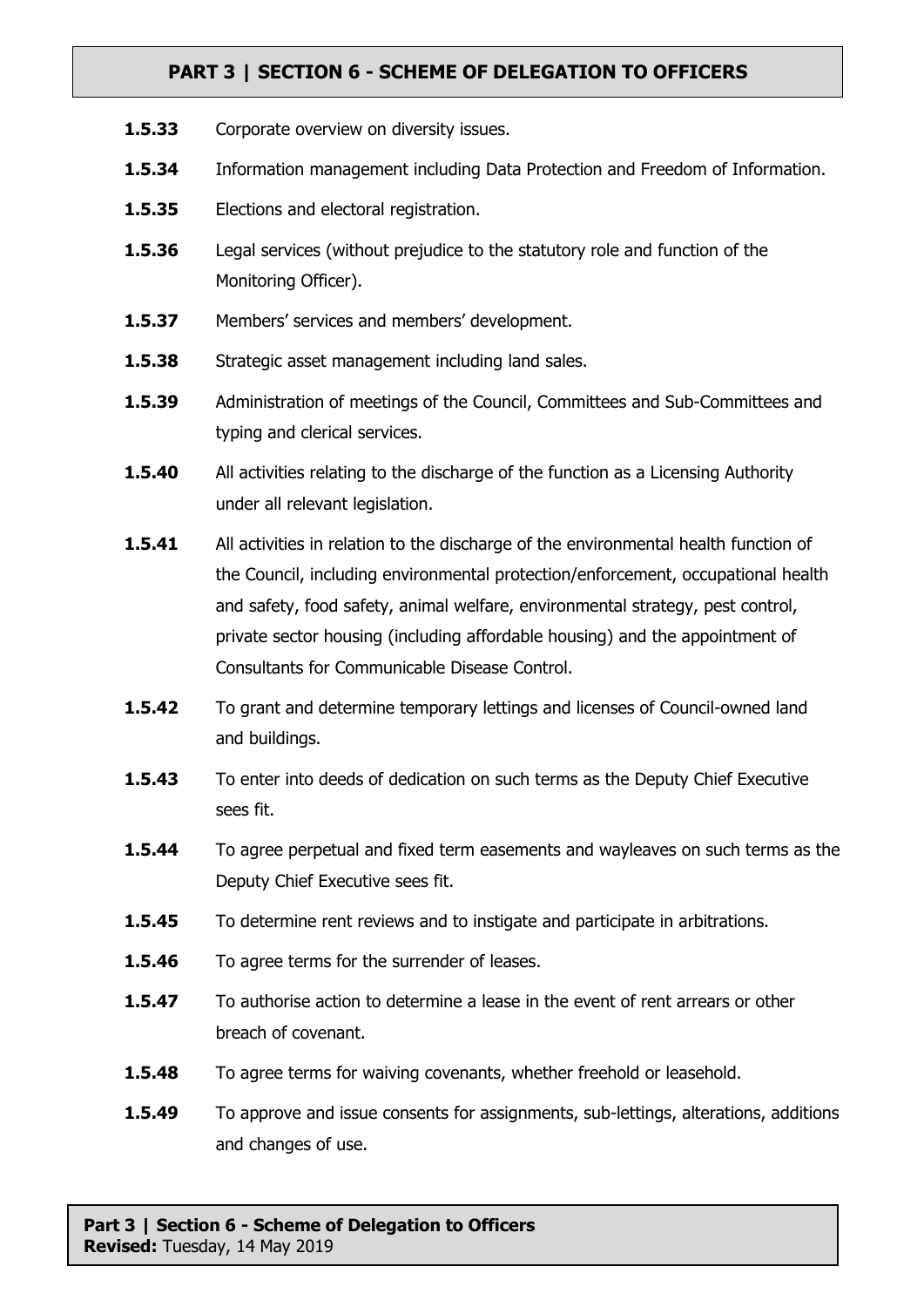**1.5.33** Corporate overview on diversity issues.

**1.5.34** Information management including Data Protection and Freedom of Information.

**1.5.35** Elections and electoral registration.

**1.5.36** Legal services (without prejudice to the statutory role and function of the Monitoring Officer).

**1.5.37** Members' services and members' development.

**1.5.38** Strategic asset management including land sales.

**1.5.39** Administration of meetings of the Council, Committees and Sub-Committees and typing and clerical services.

**1.5.40** All activities relating to the discharge of the function as a Licensing Authority under all relevant legislation.

**1.5.41** All activities in relation to the discharge of the environmental health function of the Council, including environmental protection/enforcement, occupational health and safety, food safety, animal welfare, environmental strategy, pest control, private sector housing (including affordable housing) and the appointment of Consultants for Communicable Disease Control.

**1.5.42** To grant and determine temporary lettings and licenses of Council-owned land and buildings.

**1.5.43** To enter into deeds of dedication on such terms as the Deputy Chief Executive sees fit.

**1.5.44** To agree perpetual and fixed term easements and wayleaves on such terms as the Deputy Chief Executive sees fit.

**1.5.45** To determine rent reviews and to instigate and participate in arbitrations.

**1.5.46** To agree terms for the surrender of leases.

**1.5.47** To authorise action to determine a lease in the event of rent arrears or other breach of covenant.

**1.5.48** To agree terms for waiving covenants, whether freehold or leasehold.

**1.5.49** To approve and issue consents for assignments, sub-lettings, alterations, additions and changes of use.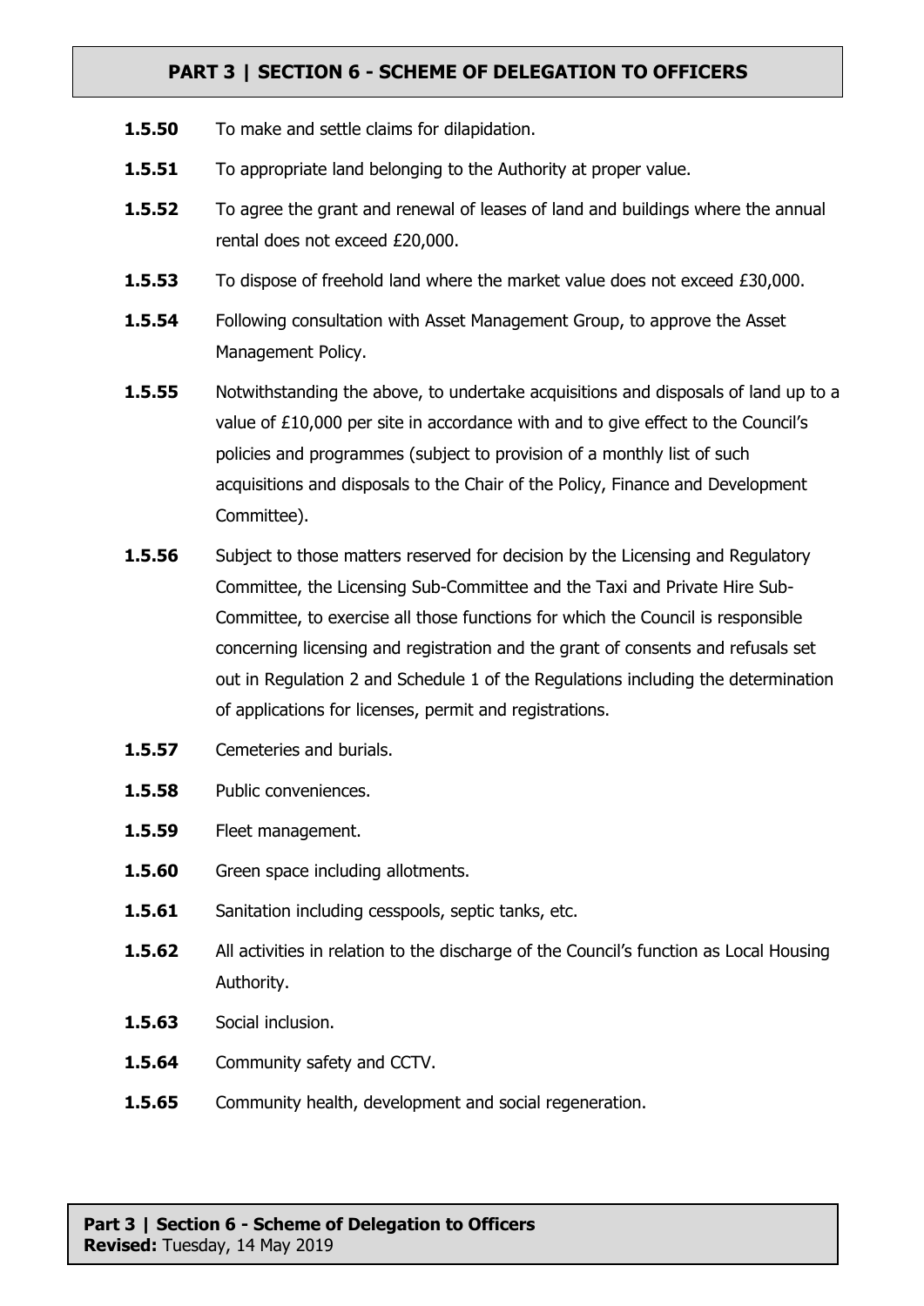**1.5.50** To make and settle claims for dilapidation.

**1.5.51** To appropriate land belonging to the Authority at proper value.

**1.5.52** To agree the grant and renewal of leases of land and buildings where the annual rental does not exceed £20,000.

**1.5.53** To dispose of freehold land where the market value does not exceed £30,000.

**1.5.54** Following consultation with Asset Management Group, to approve the Asset Management Policy.

**1.5.55** Notwithstanding the above, to undertake acquisitions and disposals of land up to a value of £10,000 per site in accordance with and to give effect to the Council's policies and programmes (subject to provision of a monthly list of such acquisitions and disposals to the Chair of the Policy, Finance and Development Committee).

**1.5.56** Subject to those matters reserved for decision by the Licensing and Regulatory Committee, the Licensing Sub-Committee and the Taxi and Private Hire Sub-Committee, to exercise all those functions for which the Council is responsible concerning licensing and registration and the grant of consents and refusals set out in Regulation 2 and Schedule 1 of the Regulations including the determination of applications for licenses, permit and registrations.

**1.5.57** Cemeteries and burials.

**1.5.58** Public conveniences.

**1.5.59** Fleet management.

**1.5.60** Green space including allotments.

**1.5.61** Sanitation including cesspools, septic tanks, etc.

**1.5.62** All activities in relation to the discharge of the Council's function as Local Housing Authority.

**1.5.63** Social inclusion.

**1.5.64** Community safety and CCTV.

**1.5.65** Community health, development and social regeneration.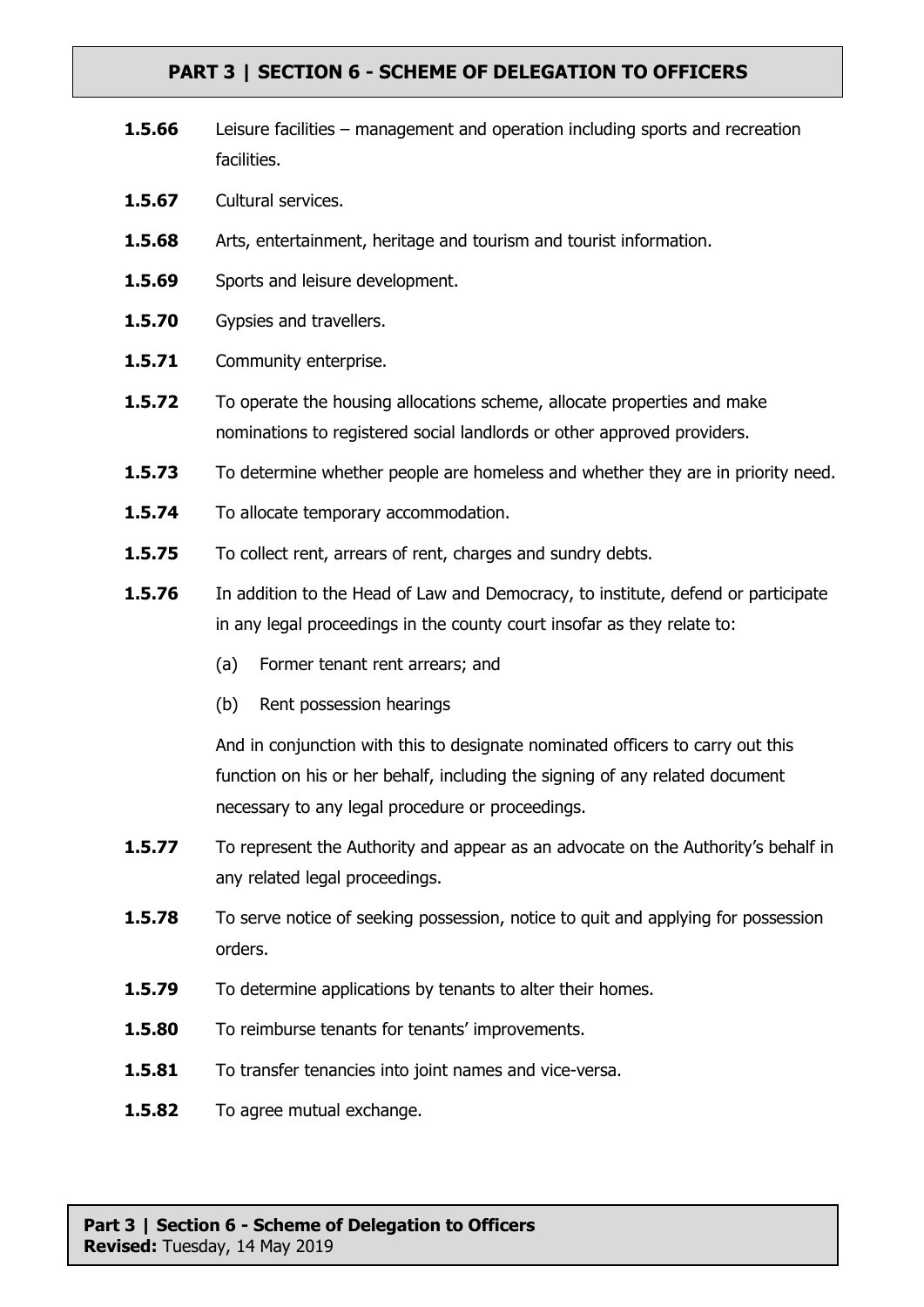**1.5.66** Leisure facilities – management and operation including sports and recreation facilities.

**1.5.67** Cultural services.

**1.5.68** Arts, entertainment, heritage and tourism and tourist information.

**1.5.69** Sports and leisure development.

**1.5.70** Gypsies and travellers.

**1.5.71** Community enterprise.

**1.5.72** To operate the housing allocations scheme, allocate properties and make nominations to registered social landlords or other approved providers.

**1.5.73** To determine whether people are homeless and whether they are in priority need.

**1.5.74** To allocate temporary accommodation.

**1.5.75** To collect rent, arrears of rent, charges and sundry debts.

**1.5.76** In addition to the Head of Law and Democracy, to institute, defend or participate in any legal proceedings in the county court insofar as they relate to:

(a) Former tenant rent arrears; and

(b) Rent possession hearings

And in conjunction with this to designate nominated officers to carry out this function on his or her behalf, including the signing of any related document necessary to any legal procedure or proceedings.

**1.5.77** To represent the Authority and appear as an advocate on the Authority's behalf in any related legal proceedings.

**1.5.78** To serve notice of seeking possession, notice to quit and applying for possession orders.

**1.5.79** To determine applications by tenants to alter their homes.

**1.5.80** To reimburse tenants for tenants' improvements.

**1.5.81** To transfer tenancies into joint names and vice-versa.

**1.5.82** To agree mutual exchange.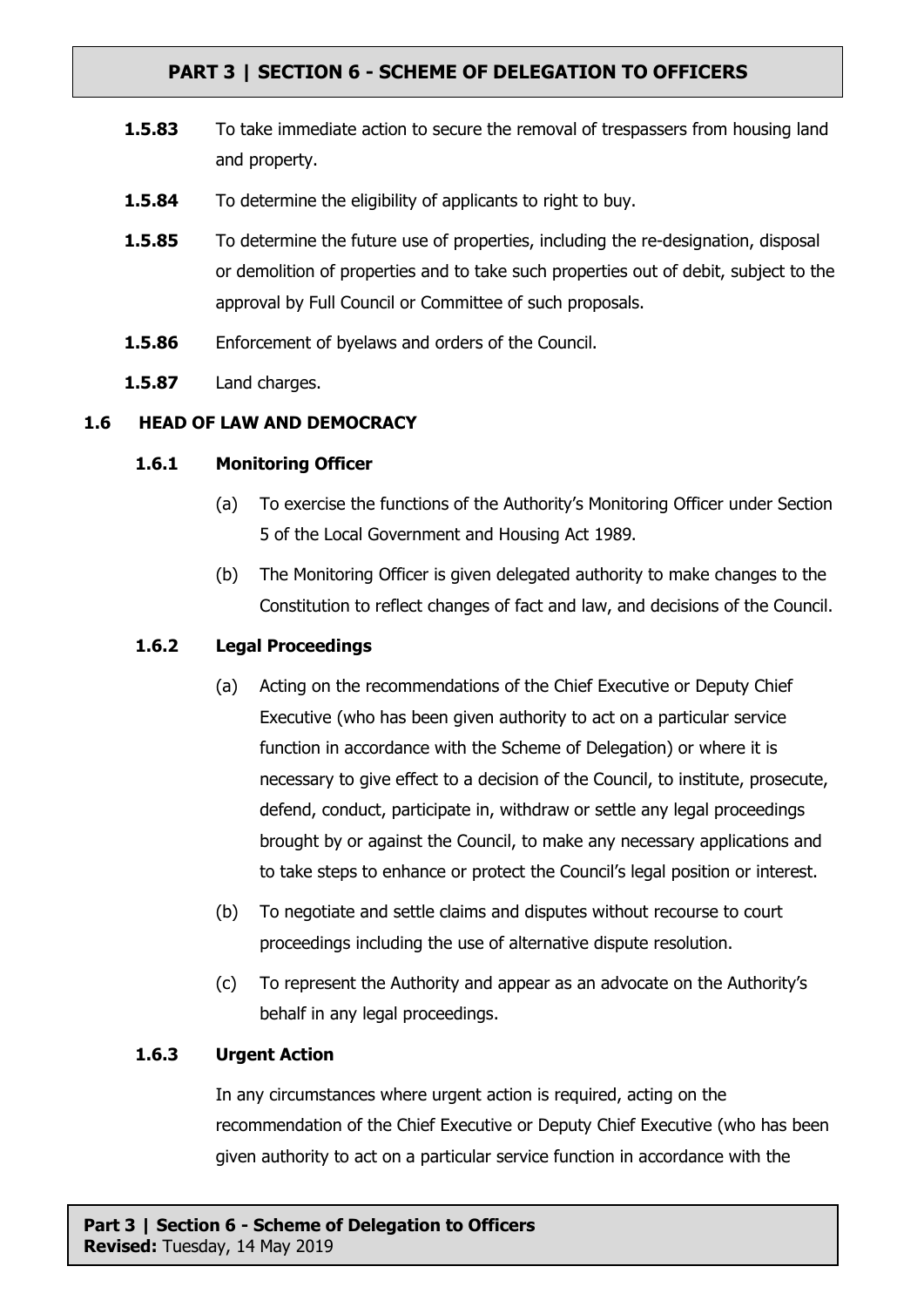**1.5.83** To take immediate action to secure the removal of trespassers from housing land and property.

**1.5.84** To determine the eligibility of applicants to right to buy.

**1.5.85** To determine the future use of properties, including the re-designation, disposal or demolition of properties and to take such properties out of debit, subject to the approval by Full Council or Committee of such proposals.

**1.5.86** Enforcement of byelaws and orders of the Council.

**1.5.87** Land charges.

## 1.6 HEAD OF LAW AND DEMOCRACY

### 1.6.1 Monitoring Officer

(a) To exercise the functions of the Authority's Monitoring Officer under Section 5 of the Local Government and Housing Act 1989.

(b) The Monitoring Officer is given delegated authority to make changes to the Constitution to reflect changes of fact and law, and decisions of the Council.

### 1.6.2 Legal Proceedings

(a) Acting on the recommendations of the Chief Executive or Deputy Chief Executive (who has been given authority to act on a particular service function in accordance with the Scheme of Delegation) or where it is necessary to give effect to a decision of the Council, to institute, prosecute, defend, conduct, participate in, withdraw or settle any legal proceedings brought by or against the Council, to make any necessary applications and to take steps to enhance or protect the Council's legal position or interest.

(b) To negotiate and settle claims and disputes without recourse to court proceedings including the use of alternative dispute resolution.

(c) To represent the Authority and appear as an advocate on the Authority's behalf in any legal proceedings.

### 1.6.3 Urgent Action

In any circumstances where urgent action is required, acting on the recommendation of the Chief Executive or Deputy Chief Executive (who has been given authority to act on a particular service function in accordance with the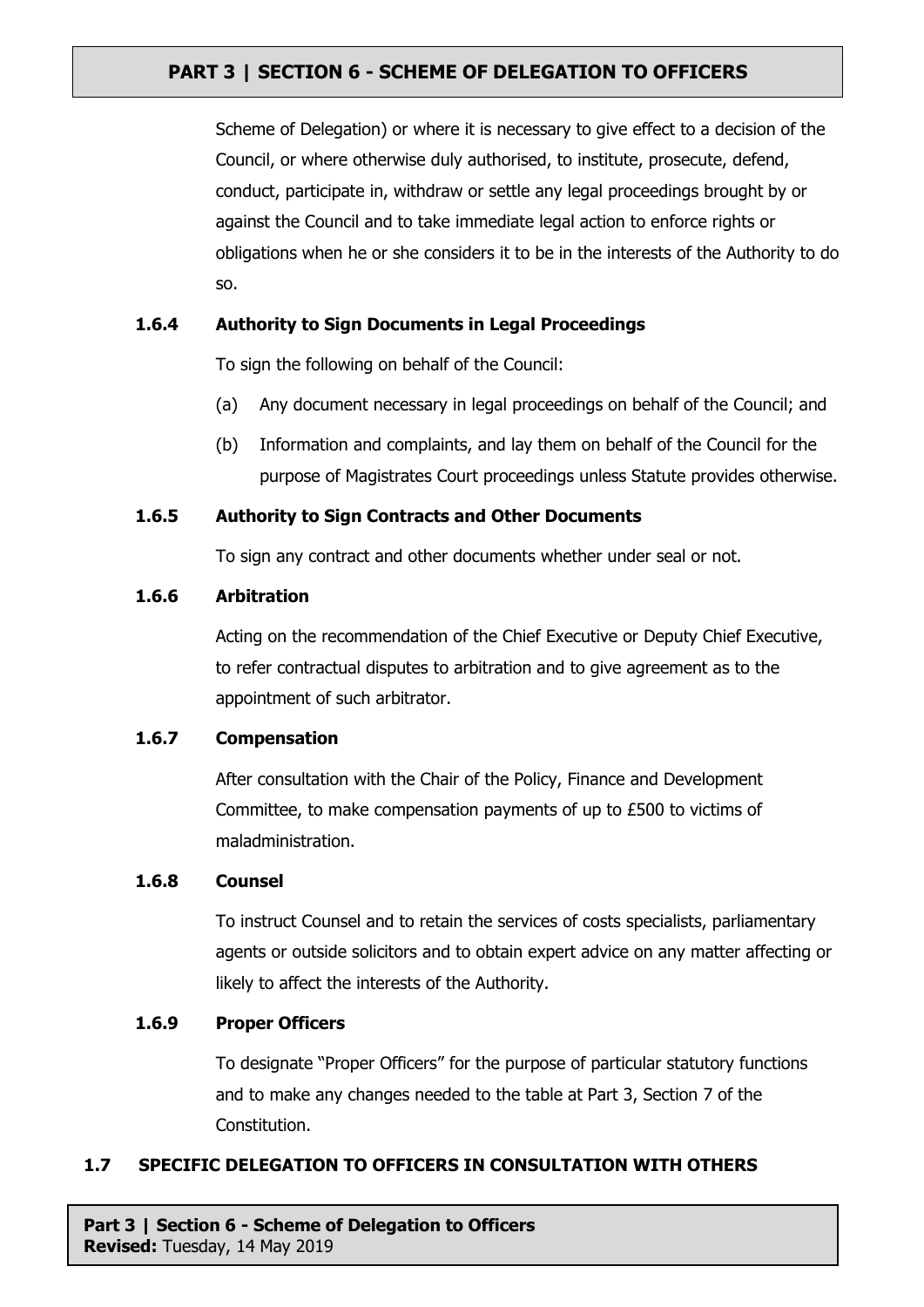Scheme of Delegation) or where it is necessary to give effect to a decision of the Council, or where otherwise duly authorised, to institute, prosecute, defend, conduct, participate in, withdraw or settle any legal proceedings brought by or against the Council and to take immediate legal action to enforce rights or obligations when he or she considers it to be in the interests of the Authority to do so.

### 1.6.4 Authority to Sign Documents in Legal Proceedings

To sign the following on behalf of the Council:

(a) Any document necessary in legal proceedings on behalf of the Council; and

(b) Information and complaints, and lay them on behalf of the Council for the purpose of Magistrates Court proceedings unless Statute provides otherwise.

### 1.6.5 Authority to Sign Contracts and Other Documents

To sign any contract and other documents whether under seal or not.

### 1.6.6 Arbitration

Acting on the recommendation of the Chief Executive or Deputy Chief Executive, to refer contractual disputes to arbitration and to give agreement as to the appointment of such arbitrator.

### 1.6.7 Compensation

After consultation with the Chair of the Policy, Finance and Development Committee, to make compensation payments of up to £500 to victims of maladministration.

### 1.6.8 Counsel

To instruct Counsel and to retain the services of costs specialists, parliamentary agents or outside solicitors and to obtain expert advice on any matter affecting or likely to affect the interests of the Authority.

### 1.6.9 Proper Officers

To designate "Proper Officers" for the purpose of particular statutory functions and to make any changes needed to the table at Part 3, Section 7 of the Constitution.

## 1.7 SPECIFIC DELEGATION TO OFFICERS IN CONSULTATION WITH OTHERS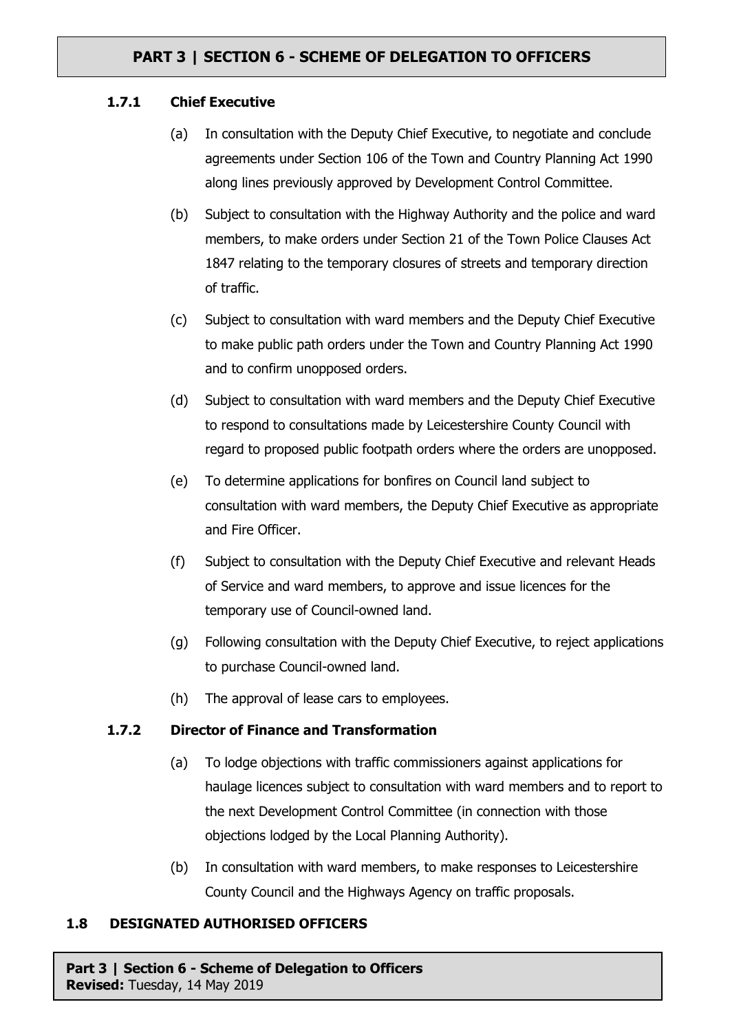#### 1.7.1 Chief Executive

(a) In consultation with the Deputy Chief Executive, to negotiate and conclude agreements under Section 106 of the Town and Country Planning Act 1990 along lines previously approved by Development Control Committee.

(b) Subject to consultation with the Highway Authority and the police and ward members, to make orders under Section 21 of the Town Police Clauses Act 1847 relating to the temporary closures of streets and temporary direction of traffic.

(c) Subject to consultation with ward members and the Deputy Chief Executive to make public path orders under the Town and Country Planning Act 1990 and to confirm unopposed orders.

(d) Subject to consultation with ward members and the Deputy Chief Executive to respond to consultations made by Leicestershire County Council with regard to proposed public footpath orders where the orders are unopposed.

(e) To determine applications for bonfires on Council land subject to consultation with ward members, the Deputy Chief Executive as appropriate and Fire Officer.

(f) Subject to consultation with the Deputy Chief Executive and relevant Heads of Service and ward members, to approve and issue licences for the temporary use of Council-owned land.

(g) Following consultation with the Deputy Chief Executive, to reject applications to purchase Council-owned land.

(h) The approval of lease cars to employees.

#### 1.7.2 Director of Finance and Transformation

(a) To lodge objections with traffic commissioners against applications for haulage licences subject to consultation with ward members and to report to the next Development Control Committee (in connection with those objections lodged by the Local Planning Authority).

(b) In consultation with ward members, to make responses to Leicestershire County Council and the Highways Agency on traffic proposals.

### 1.8 DESIGNATED AUTHORISED OFFICERS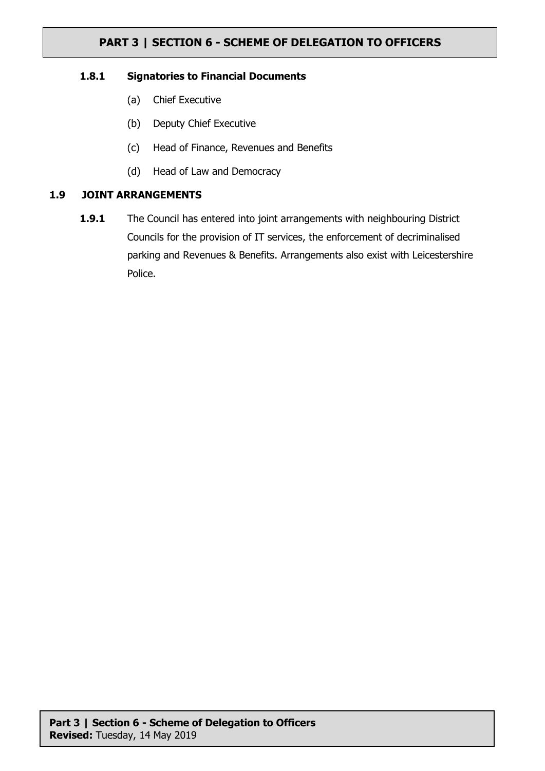#### 1.8.1 Signatories to Financial Documents

(a) Chief Executive

(b) Deputy Chief Executive

(c) Head of Finance, Revenues and Benefits

(d) Head of Law and Democracy

### 1.9 JOINT ARRANGEMENTS

**1.9.1** The Council has entered into joint arrangements with neighbouring District Councils for the provision of IT services, the enforcement of decriminalised parking and Revenues & Benefits. Arrangements also exist with Leicestershire Police.